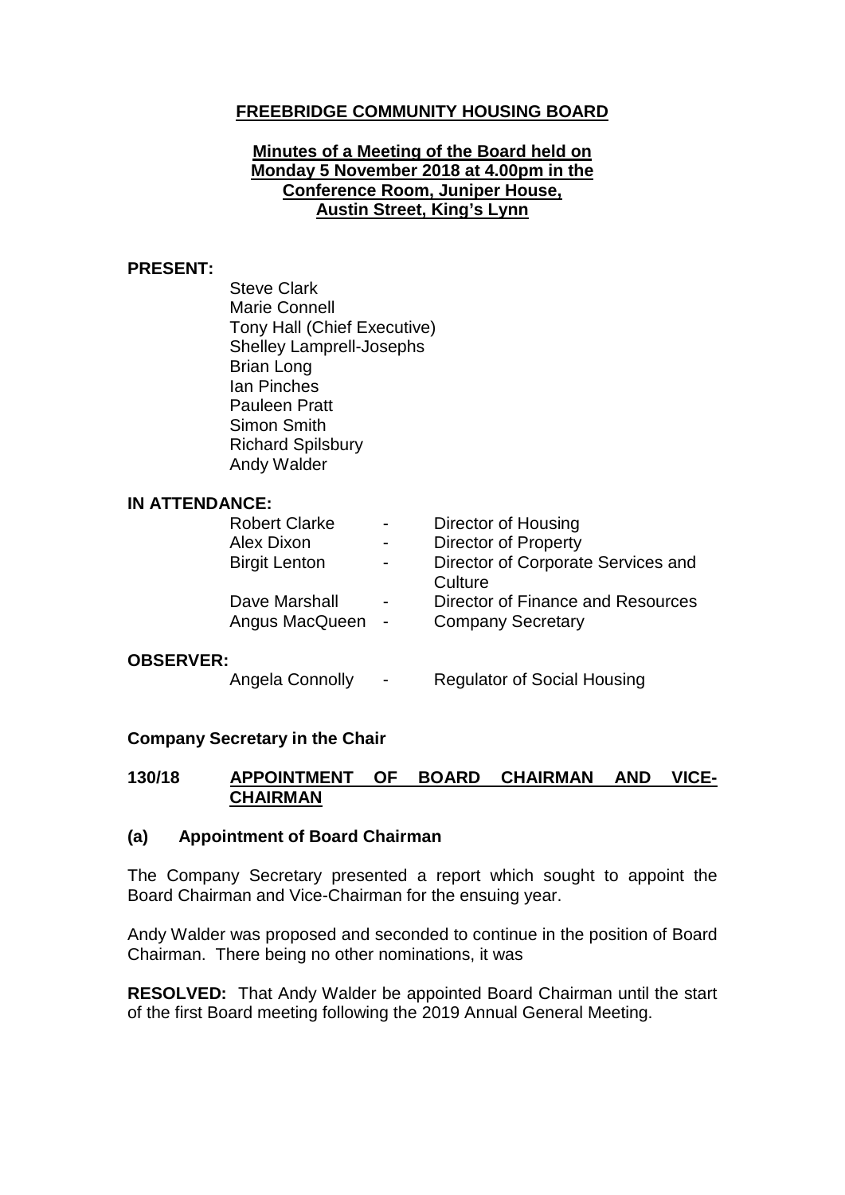# FREEBRIDGE COMMUNITY HOUSING BOARD

**Minutes of a Meeting of the Board held on Monday 5 November 2018 at 4.00pm in the Conference Room, Juniper House, Austin Street, King's Lynn**

**PRESENT:**

Steve Clark
Marie Connell
Tony Hall (Chief Executive)
Shelley Lamprell-Josephs
Brian Long
Ian Pinches
Pauleen Pratt
Simon Smith
Richard Spilsbury
Andy Walder

**IN ATTENDANCE:**

| | | |
|---|---|---|
| Robert Clarke | - | Director of Housing |
| Alex Dixon | - | Director of Property |
| Birgit Lenton | - | Director of Corporate Services and Culture |
| Dave Marshall | - | Director of Finance and Resources |
| Angus MacQueen | - | Company Secretary |

**OBSERVER:**

| | | |
|---|---|---|
| Angela Connolly | - | Regulator of Social Housing |

**Company Secretary in the Chair**

## 130/18 APPOINTMENT OF BOARD CHAIRMAN AND VICE-CHAIRMAN

### (a) Appointment of Board Chairman

The Company Secretary presented a report which sought to appoint the Board Chairman and Vice-Chairman for the ensuing year.

Andy Walder was proposed and seconded to continue in the position of Board Chairman. There being no other nominations, it was

**RESOLVED:** That Andy Walder be appointed Board Chairman until the start of the first Board meeting following the 2019 Annual General Meeting.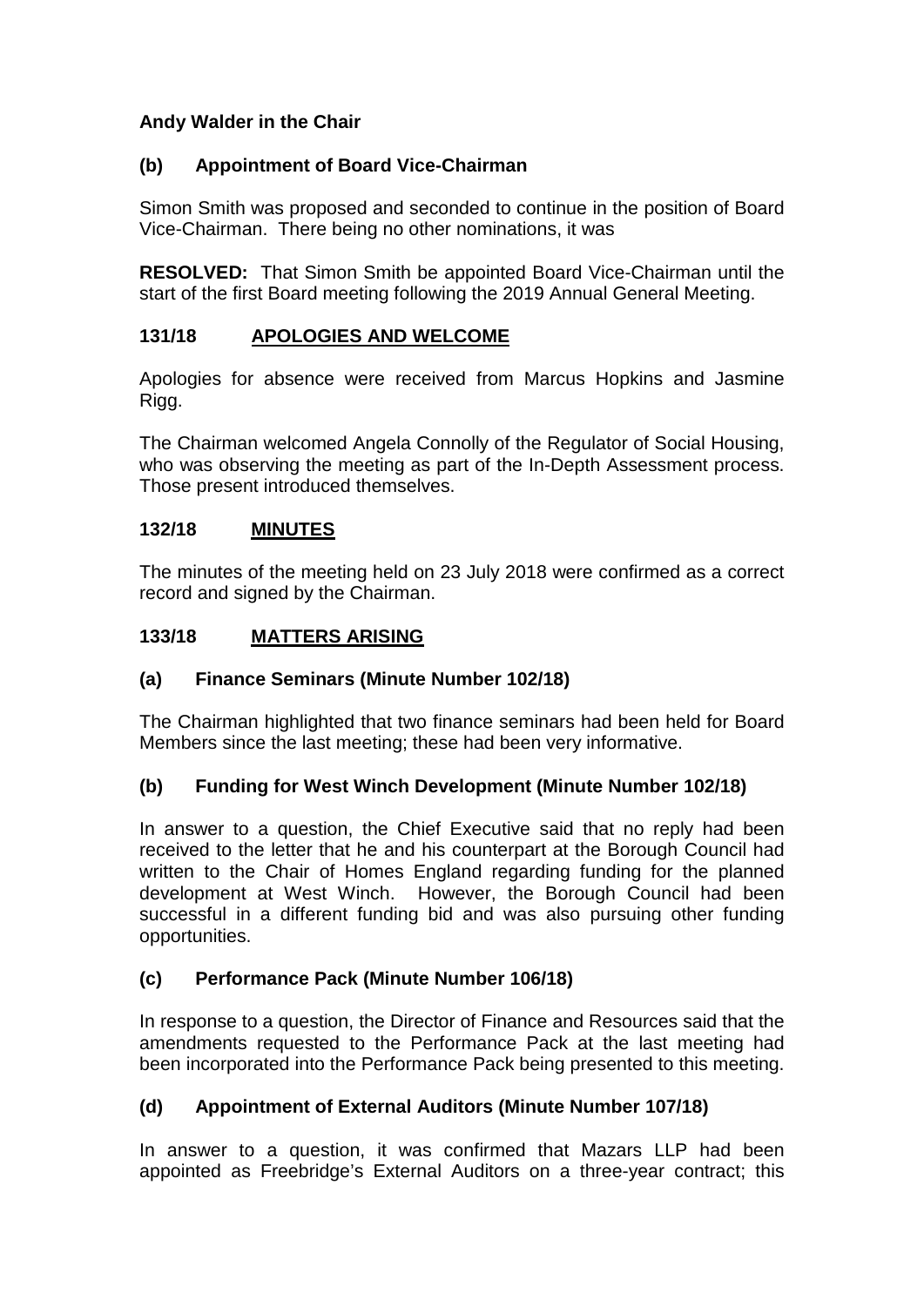**Andy Walder in the Chair**

## (b) Appointment of Board Vice-Chairman

Simon Smith was proposed and seconded to continue in the position of Board Vice-Chairman. There being no other nominations, it was

**RESOLVED:** That Simon Smith be appointed Board Vice-Chairman until the start of the first Board meeting following the 2019 Annual General Meeting.

## 131/18 APOLOGIES AND WELCOME

Apologies for absence were received from Marcus Hopkins and Jasmine Rigg.

The Chairman welcomed Angela Connolly of the Regulator of Social Housing, who was observing the meeting as part of the In-Depth Assessment process. Those present introduced themselves.

## 132/18 MINUTES

The minutes of the meeting held on 23 July 2018 were confirmed as a correct record and signed by the Chairman.

## 133/18 MATTERS ARISING

### (a) Finance Seminars (Minute Number 102/18)

The Chairman highlighted that two finance seminars had been held for Board Members since the last meeting; these had been very informative.

### (b) Funding for West Winch Development (Minute Number 102/18)

In answer to a question, the Chief Executive said that no reply had been received to the letter that he and his counterpart at the Borough Council had written to the Chair of Homes England regarding funding for the planned development at West Winch. However, the Borough Council had been successful in a different funding bid and was also pursuing other funding opportunities.

### (c) Performance Pack (Minute Number 106/18)

In response to a question, the Director of Finance and Resources said that the amendments requested to the Performance Pack at the last meeting had been incorporated into the Performance Pack being presented to this meeting.

### (d) Appointment of External Auditors (Minute Number 107/18)

In answer to a question, it was confirmed that Mazars LLP had been appointed as Freebridge's External Auditors on a three-year contract; this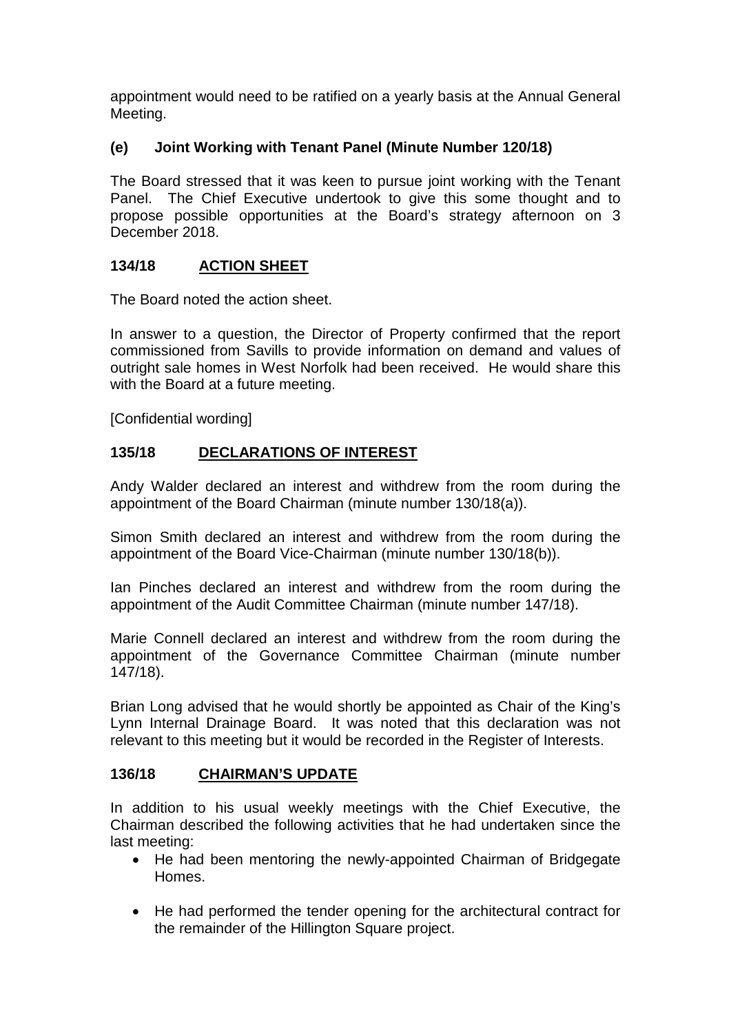appointment would need to be ratified on a yearly basis at the Annual General Meeting.

### (e) Joint Working with Tenant Panel (Minute Number 120/18)

The Board stressed that it was keen to pursue joint working with the Tenant Panel. The Chief Executive undertook to give this some thought and to propose possible opportunities at the Board's strategy afternoon on 3 December 2018.

## 134/18 ACTION SHEET

The Board noted the action sheet.

In answer to a question, the Director of Property confirmed that the report commissioned from Savills to provide information on demand and values of outright sale homes in West Norfolk had been received. He would share this with the Board at a future meeting.

[Confidential wording]

## 135/18 DECLARATIONS OF INTEREST

Andy Walder declared an interest and withdrew from the room during the appointment of the Board Chairman (minute number 130/18(a)).

Simon Smith declared an interest and withdrew from the room during the appointment of the Board Vice-Chairman (minute number 130/18(b)).

Ian Pinches declared an interest and withdrew from the room during the appointment of the Audit Committee Chairman (minute number 147/18).

Marie Connell declared an interest and withdrew from the room during the appointment of the Governance Committee Chairman (minute number 147/18).

Brian Long advised that he would shortly be appointed as Chair of the King's Lynn Internal Drainage Board. It was noted that this declaration was not relevant to this meeting but it would be recorded in the Register of Interests.

## 136/18 CHAIRMAN'S UPDATE

In addition to his usual weekly meetings with the Chief Executive, the Chairman described the following activities that he had undertaken since the last meeting:

- He had been mentoring the newly-appointed Chairman of Bridgegate Homes.
- He had performed the tender opening for the architectural contract for the remainder of the Hillington Square project.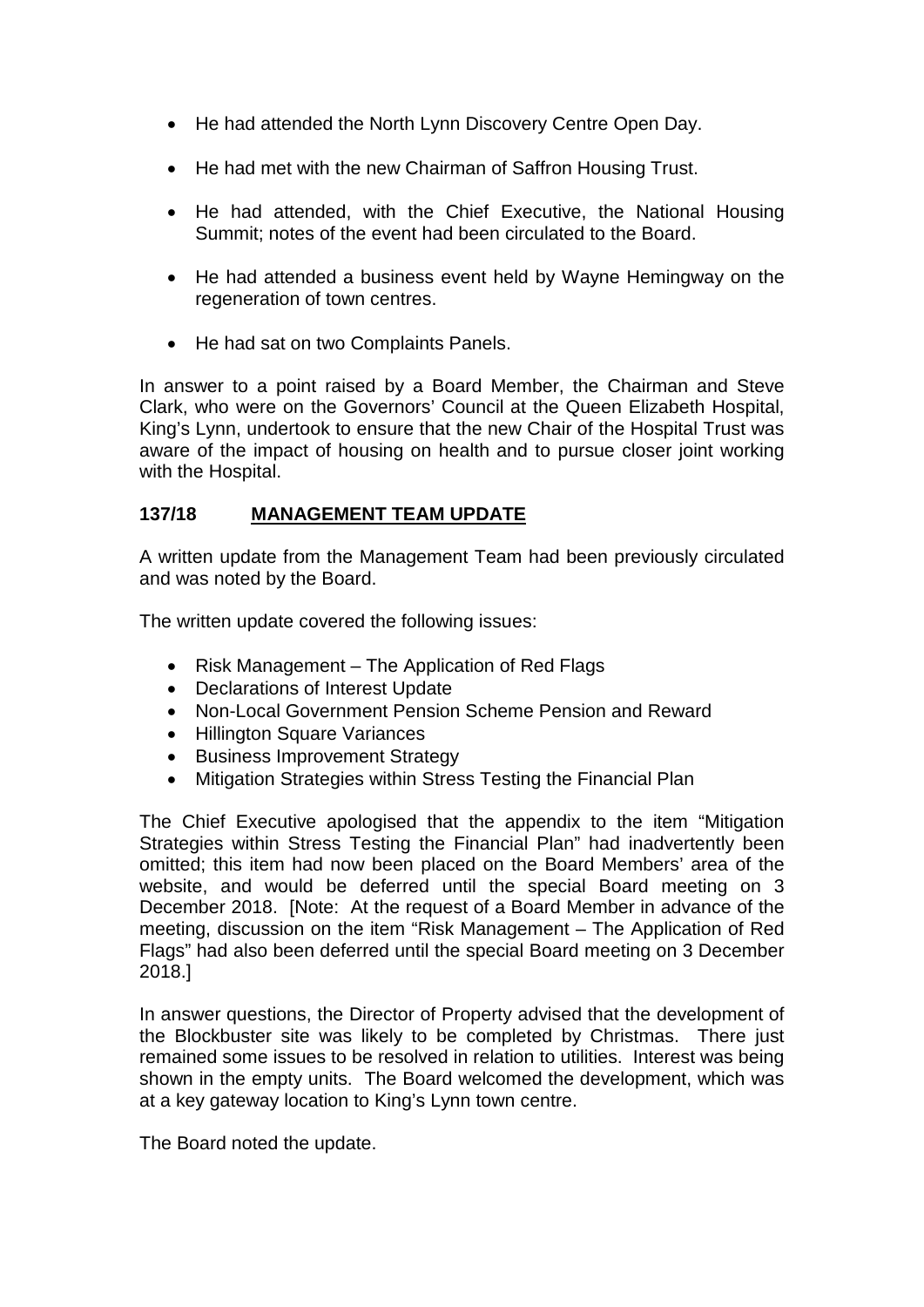- He had attended the North Lynn Discovery Centre Open Day.
- He had met with the new Chairman of Saffron Housing Trust.
- He had attended, with the Chief Executive, the National Housing Summit; notes of the event had been circulated to the Board.
- He had attended a business event held by Wayne Hemingway on the regeneration of town centres.
- He had sat on two Complaints Panels.

In answer to a point raised by a Board Member, the Chairman and Steve Clark, who were on the Governors' Council at the Queen Elizabeth Hospital, King's Lynn, undertook to ensure that the new Chair of the Hospital Trust was aware of the impact of housing on health and to pursue closer joint working with the Hospital.

## 137/18 MANAGEMENT TEAM UPDATE

A written update from the Management Team had been previously circulated and was noted by the Board.

The written update covered the following issues:

- Risk Management – The Application of Red Flags
- Declarations of Interest Update
- Non-Local Government Pension Scheme Pension and Reward
- Hillington Square Variances
- Business Improvement Strategy
- Mitigation Strategies within Stress Testing the Financial Plan

The Chief Executive apologised that the appendix to the item "Mitigation Strategies within Stress Testing the Financial Plan" had inadvertently been omitted; this item had now been placed on the Board Members' area of the website, and would be deferred until the special Board meeting on 3 December 2018. [Note: At the request of a Board Member in advance of the meeting, discussion on the item "Risk Management – The Application of Red Flags" had also been deferred until the special Board meeting on 3 December 2018.]

In answer questions, the Director of Property advised that the development of the Blockbuster site was likely to be completed by Christmas. There just remained some issues to be resolved in relation to utilities. Interest was being shown in the empty units. The Board welcomed the development, which was at a key gateway location to King's Lynn town centre.

The Board noted the update.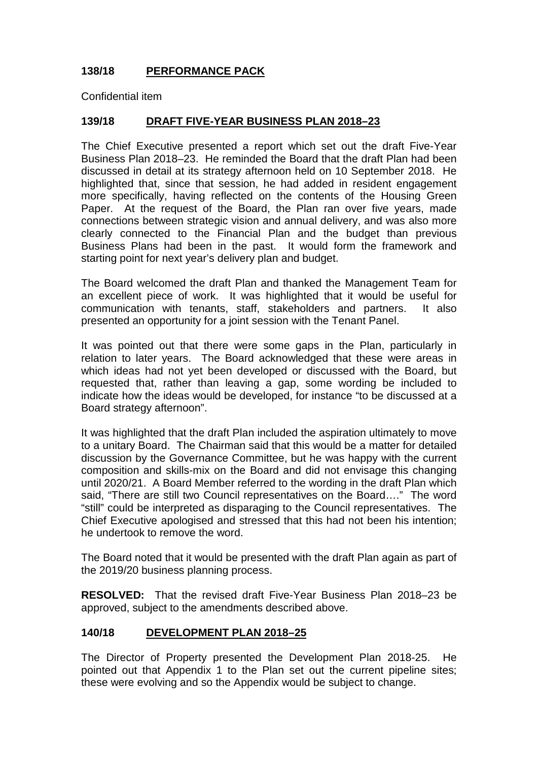## 138/18 PERFORMANCE PACK

Confidential item

## 139/18 DRAFT FIVE-YEAR BUSINESS PLAN 2018–23

The Chief Executive presented a report which set out the draft Five-Year Business Plan 2018–23. He reminded the Board that the draft Plan had been discussed in detail at its strategy afternoon held on 10 September 2018. He highlighted that, since that session, he had added in resident engagement more specifically, having reflected on the contents of the Housing Green Paper. At the request of the Board, the Plan ran over five years, made connections between strategic vision and annual delivery, and was also more clearly connected to the Financial Plan and the budget than previous Business Plans had been in the past. It would form the framework and starting point for next year's delivery plan and budget.

The Board welcomed the draft Plan and thanked the Management Team for an excellent piece of work. It was highlighted that it would be useful for communication with tenants, staff, stakeholders and partners. It also presented an opportunity for a joint session with the Tenant Panel.

It was pointed out that there were some gaps in the Plan, particularly in relation to later years. The Board acknowledged that these were areas in which ideas had not yet been developed or discussed with the Board, but requested that, rather than leaving a gap, some wording be included to indicate how the ideas would be developed, for instance "to be discussed at a Board strategy afternoon".

It was highlighted that the draft Plan included the aspiration ultimately to move to a unitary Board. The Chairman said that this would be a matter for detailed discussion by the Governance Committee, but he was happy with the current composition and skills-mix on the Board and did not envisage this changing until 2020/21. A Board Member referred to the wording in the draft Plan which said, "There are still two Council representatives on the Board…." The word "still" could be interpreted as disparaging to the Council representatives. The Chief Executive apologised and stressed that this had not been his intention; he undertook to remove the word.

The Board noted that it would be presented with the draft Plan again as part of the 2019/20 business planning process.

**RESOLVED:** That the revised draft Five-Year Business Plan 2018–23 be approved, subject to the amendments described above.

## 140/18 DEVELOPMENT PLAN 2018–25

The Director of Property presented the Development Plan 2018-25. He pointed out that Appendix 1 to the Plan set out the current pipeline sites; these were evolving and so the Appendix would be subject to change.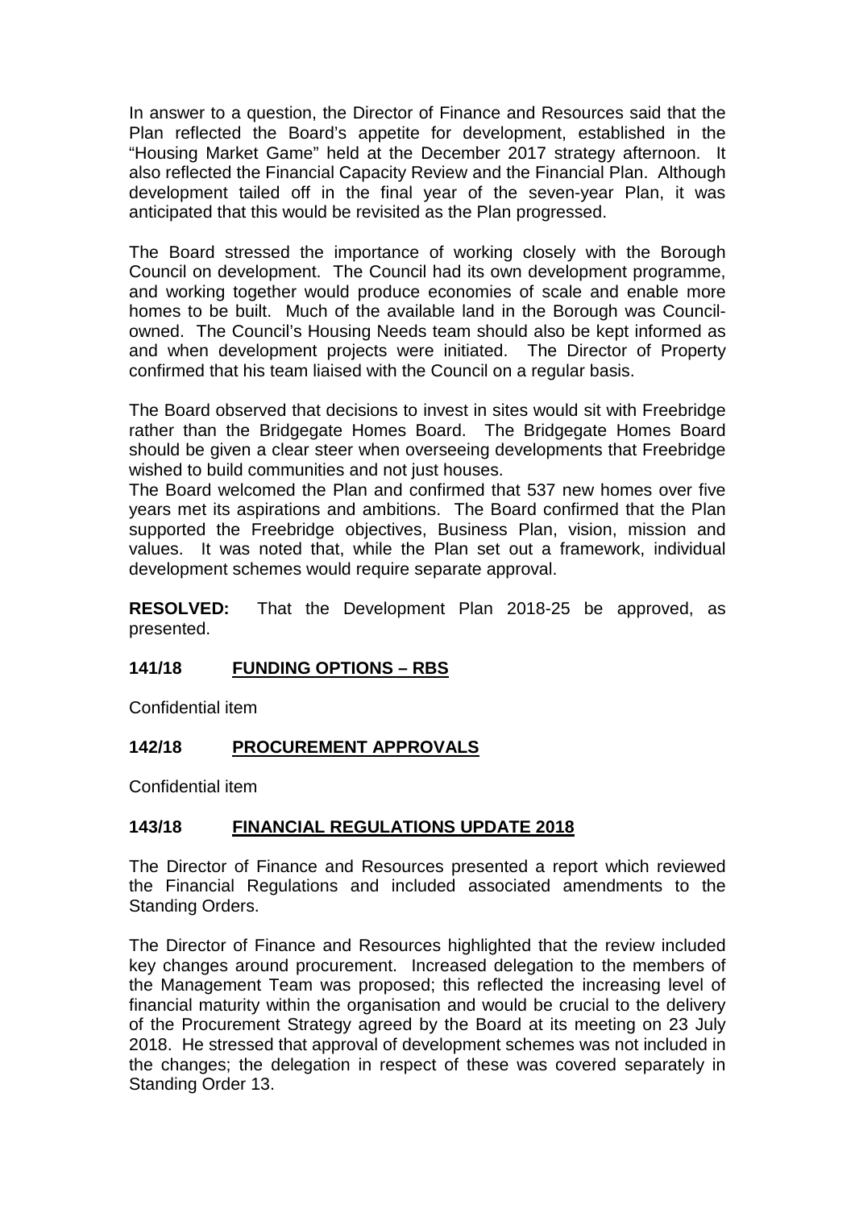In answer to a question, the Director of Finance and Resources said that the Plan reflected the Board's appetite for development, established in the "Housing Market Game" held at the December 2017 strategy afternoon. It also reflected the Financial Capacity Review and the Financial Plan. Although development tailed off in the final year of the seven-year Plan, it was anticipated that this would be revisited as the Plan progressed.

The Board stressed the importance of working closely with the Borough Council on development. The Council had its own development programme, and working together would produce economies of scale and enable more homes to be built. Much of the available land in the Borough was Council-owned. The Council's Housing Needs team should also be kept informed as and when development projects were initiated. The Director of Property confirmed that his team liaised with the Council on a regular basis.

The Board observed that decisions to invest in sites would sit with Freebridge rather than the Bridgegate Homes Board. The Bridgegate Homes Board should be given a clear steer when overseeing developments that Freebridge wished to build communities and not just houses.

The Board welcomed the Plan and confirmed that 537 new homes over five years met its aspirations and ambitions. The Board confirmed that the Plan supported the Freebridge objectives, Business Plan, vision, mission and values. It was noted that, while the Plan set out a framework, individual development schemes would require separate approval.

**RESOLVED:** That the Development Plan 2018-25 be approved, as presented.

## 141/18 FUNDING OPTIONS – RBS

Confidential item

## 142/18 PROCUREMENT APPROVALS

Confidential item

## 143/18 FINANCIAL REGULATIONS UPDATE 2018

The Director of Finance and Resources presented a report which reviewed the Financial Regulations and included associated amendments to the Standing Orders.

The Director of Finance and Resources highlighted that the review included key changes around procurement. Increased delegation to the members of the Management Team was proposed; this reflected the increasing level of financial maturity within the organisation and would be crucial to the delivery of the Procurement Strategy agreed by the Board at its meeting on 23 July 2018. He stressed that approval of development schemes was not included in the changes; the delegation in respect of these was covered separately in Standing Order 13.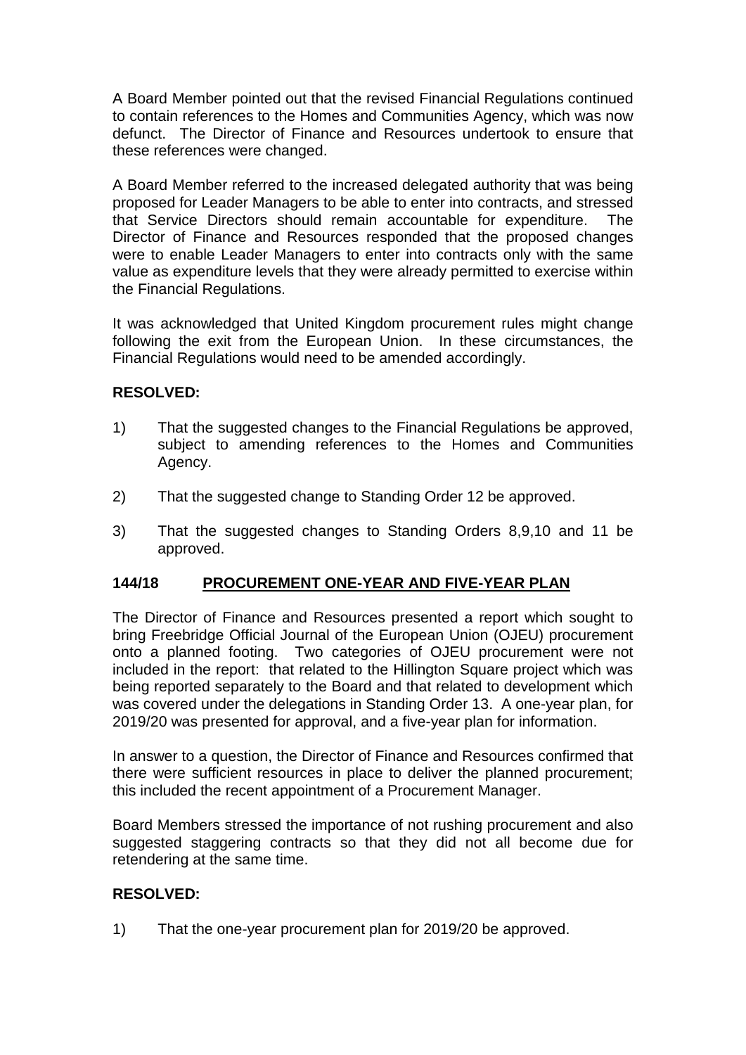A Board Member pointed out that the revised Financial Regulations continued to contain references to the Homes and Communities Agency, which was now defunct. The Director of Finance and Resources undertook to ensure that these references were changed.

A Board Member referred to the increased delegated authority that was being proposed for Leader Managers to be able to enter into contracts, and stressed that Service Directors should remain accountable for expenditure. The Director of Finance and Resources responded that the proposed changes were to enable Leader Managers to enter into contracts only with the same value as expenditure levels that they were already permitted to exercise within the Financial Regulations.

It was acknowledged that United Kingdom procurement rules might change following the exit from the European Union. In these circumstances, the Financial Regulations would need to be amended accordingly.

**RESOLVED:**

1) That the suggested changes to the Financial Regulations be approved, subject to amending references to the Homes and Communities Agency.

2) That the suggested change to Standing Order 12 be approved.

3) That the suggested changes to Standing Orders 8,9,10 and 11 be approved.

## 144/18 PROCUREMENT ONE-YEAR AND FIVE-YEAR PLAN

The Director of Finance and Resources presented a report which sought to bring Freebridge Official Journal of the European Union (OJEU) procurement onto a planned footing. Two categories of OJEU procurement were not included in the report: that related to the Hillington Square project which was being reported separately to the Board and that related to development which was covered under the delegations in Standing Order 13. A one-year plan, for 2019/20 was presented for approval, and a five-year plan for information.

In answer to a question, the Director of Finance and Resources confirmed that there were sufficient resources in place to deliver the planned procurement; this included the recent appointment of a Procurement Manager.

Board Members stressed the importance of not rushing procurement and also suggested staggering contracts so that they did not all become due for retendering at the same time.

**RESOLVED:**

1) That the one-year procurement plan for 2019/20 be approved.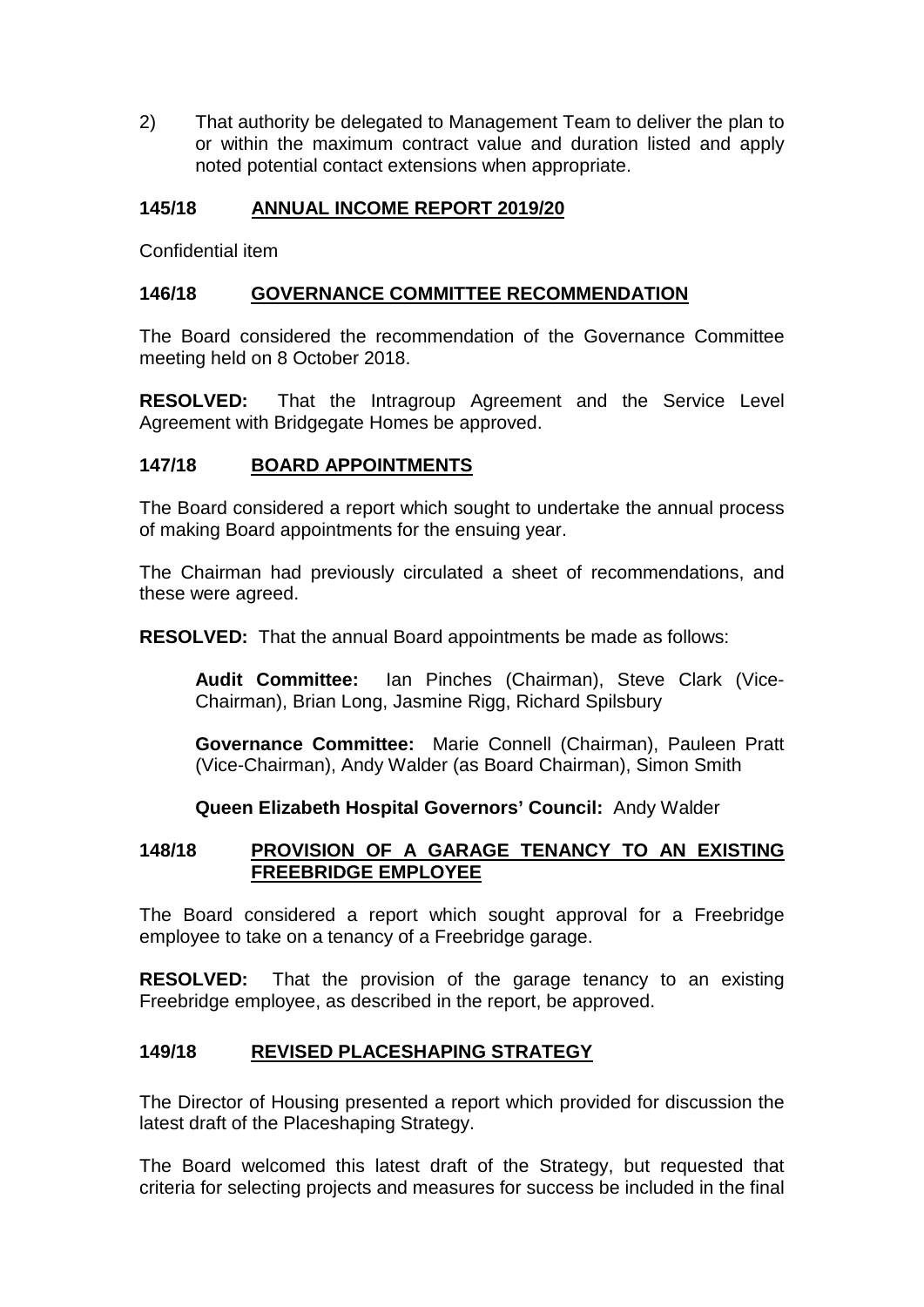2) That authority be delegated to Management Team to deliver the plan to or within the maximum contract value and duration listed and apply noted potential contact extensions when appropriate.

## 145/18 ANNUAL INCOME REPORT 2019/20

Confidential item

## 146/18 GOVERNANCE COMMITTEE RECOMMENDATION

The Board considered the recommendation of the Governance Committee meeting held on 8 October 2018.

**RESOLVED:** That the Intragroup Agreement and the Service Level Agreement with Bridgegate Homes be approved.

## 147/18 BOARD APPOINTMENTS

The Board considered a report which sought to undertake the annual process of making Board appointments for the ensuing year.

The Chairman had previously circulated a sheet of recommendations, and these were agreed.

**RESOLVED:** That the annual Board appointments be made as follows:

**Audit Committee:** Ian Pinches (Chairman), Steve Clark (Vice-Chairman), Brian Long, Jasmine Rigg, Richard Spilsbury

**Governance Committee:** Marie Connell (Chairman), Pauleen Pratt (Vice-Chairman), Andy Walder (as Board Chairman), Simon Smith

**Queen Elizabeth Hospital Governors' Council:** Andy Walder

## 148/18 PROVISION OF A GARAGE TENANCY TO AN EXISTING FREEBRIDGE EMPLOYEE

The Board considered a report which sought approval for a Freebridge employee to take on a tenancy of a Freebridge garage.

**RESOLVED:** That the provision of the garage tenancy to an existing Freebridge employee, as described in the report, be approved.

## 149/18 REVISED PLACESHAPING STRATEGY

The Director of Housing presented a report which provided for discussion the latest draft of the Placeshaping Strategy.

The Board welcomed this latest draft of the Strategy, but requested that criteria for selecting projects and measures for success be included in the final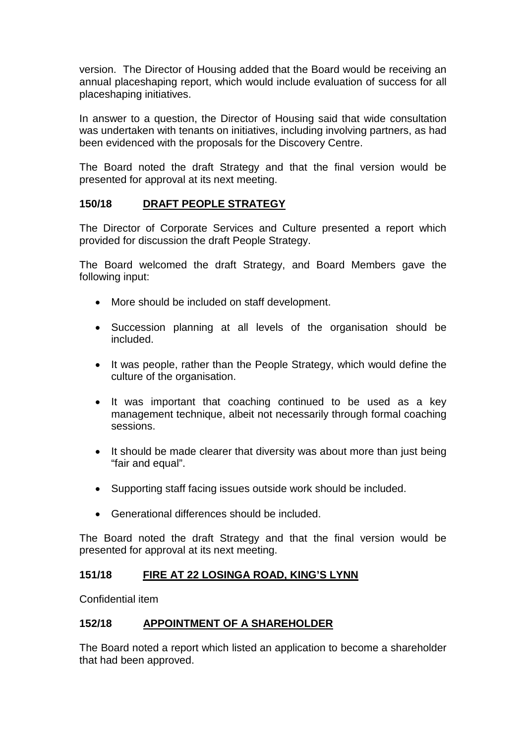version. The Director of Housing added that the Board would be receiving an annual placeshaping report, which would include evaluation of success for all placeshaping initiatives.

In answer to a question, the Director of Housing said that wide consultation was undertaken with tenants on initiatives, including involving partners, as had been evidenced with the proposals for the Discovery Centre.

The Board noted the draft Strategy and that the final version would be presented for approval at its next meeting.

## 150/18 DRAFT PEOPLE STRATEGY

The Director of Corporate Services and Culture presented a report which provided for discussion the draft People Strategy.

The Board welcomed the draft Strategy, and Board Members gave the following input:

- More should be included on staff development.
- Succession planning at all levels of the organisation should be included.
- It was people, rather than the People Strategy, which would define the culture of the organisation.
- It was important that coaching continued to be used as a key management technique, albeit not necessarily through formal coaching sessions.
- It should be made clearer that diversity was about more than just being "fair and equal".
- Supporting staff facing issues outside work should be included.
- Generational differences should be included.

The Board noted the draft Strategy and that the final version would be presented for approval at its next meeting.

## 151/18 FIRE AT 22 LOSINGA ROAD, KING'S LYNN

Confidential item

## 152/18 APPOINTMENT OF A SHAREHOLDER

The Board noted a report which listed an application to become a shareholder that had been approved.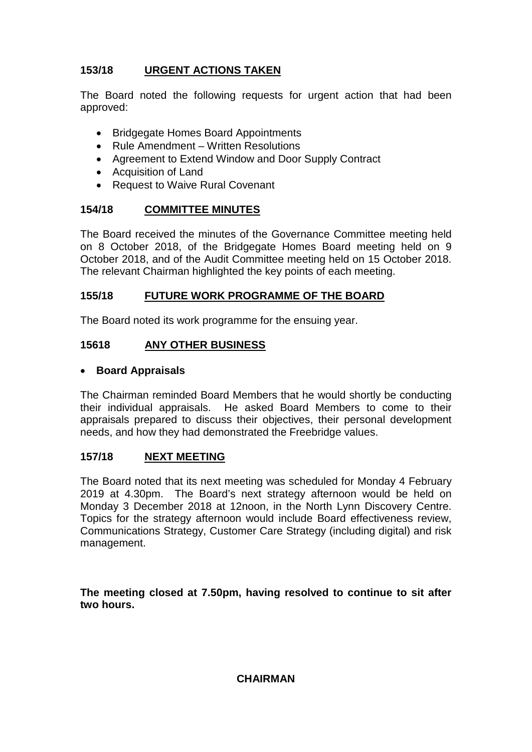## 153/18 URGENT ACTIONS TAKEN

The Board noted the following requests for urgent action that had been approved:

- Bridgegate Homes Board Appointments
- Rule Amendment – Written Resolutions
- Agreement to Extend Window and Door Supply Contract
- Acquisition of Land
- Request to Waive Rural Covenant

## 154/18 COMMITTEE MINUTES

The Board received the minutes of the Governance Committee meeting held on 8 October 2018, of the Bridgegate Homes Board meeting held on 9 October 2018, and of the Audit Committee meeting held on 15 October 2018. The relevant Chairman highlighted the key points of each meeting.

## 155/18 FUTURE WORK PROGRAMME OF THE BOARD

The Board noted its work programme for the ensuing year.

## 15618 ANY OTHER BUSINESS

- **Board Appraisals**

The Chairman reminded Board Members that he would shortly be conducting their individual appraisals. He asked Board Members to come to their appraisals prepared to discuss their objectives, their personal development needs, and how they had demonstrated the Freebridge values.

## 157/18 NEXT MEETING

The Board noted that its next meeting was scheduled for Monday 4 February 2019 at 4.30pm. The Board's next strategy afternoon would be held on Monday 3 December 2018 at 12noon, in the North Lynn Discovery Centre. Topics for the strategy afternoon would include Board effectiveness review, Communications Strategy, Customer Care Strategy (including digital) and risk management.

**The meeting closed at 7.50pm, having resolved to continue to sit after two hours.**

**CHAIRMAN**